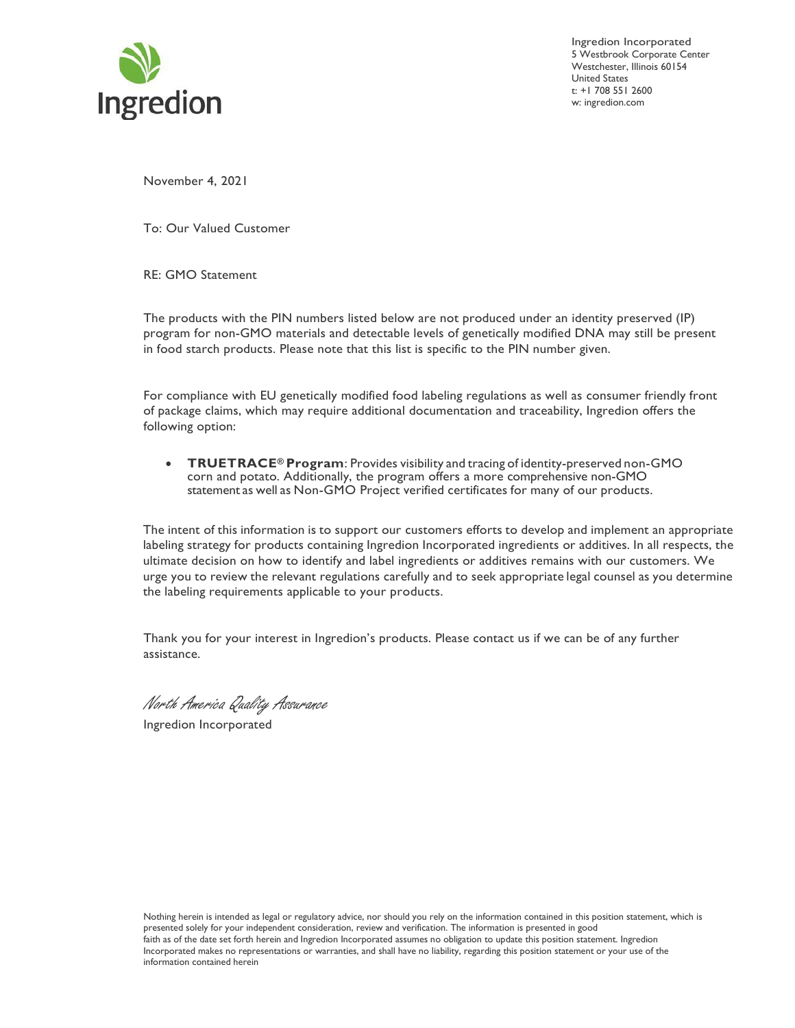Ingredion

Ingredion Incorporated
5 Westbrook Corporate Center
Westchester, Illinois 60154
United States
t: +1 708 551 2600
w: ingredion.com

November 4, 2021

To: Our Valued Customer

RE: GMO Statement

The products with the PIN numbers listed below are not produced under an identity preserved (IP) program for non-GMO materials and detectable levels of genetically modified DNA may still be present in food starch products. Please note that this list is specific to the PIN number given.

For compliance with EU genetically modified food labeling regulations as well as consumer friendly front of package claims, which may require additional documentation and traceability, Ingredion offers the following option:

- **TRUETRACE® Program**: Provides visibility and tracing of identity-preserved non-GMO corn and potato. Additionally, the program offers a more comprehensive non-GMO statement as well as Non-GMO Project verified certificates for many of our products.

The intent of this information is to support our customers efforts to develop and implement an appropriate labeling strategy for products containing Ingredion Incorporated ingredients or additives. In all respects, the ultimate decision on how to identify and label ingredients or additives remains with our customers. We urge you to review the relevant regulations carefully and to seek appropriate legal counsel as you determine the labeling requirements applicable to your products.

Thank you for your interest in Ingredion's products. Please contact us if we can be of any further assistance.

*North America Quality Assurance*
Ingredion Incorporated

Nothing herein is intended as legal or regulatory advice, nor should you rely on the information contained in this position statement, which is presented solely for your independent consideration, review and verification. The information is presented in good faith as of the date set forth herein and Ingredion Incorporated assumes no obligation to update this position statement. Ingredion Incorporated makes no representations or warranties, and shall have no liability, regarding this position statement or your use of the information contained herein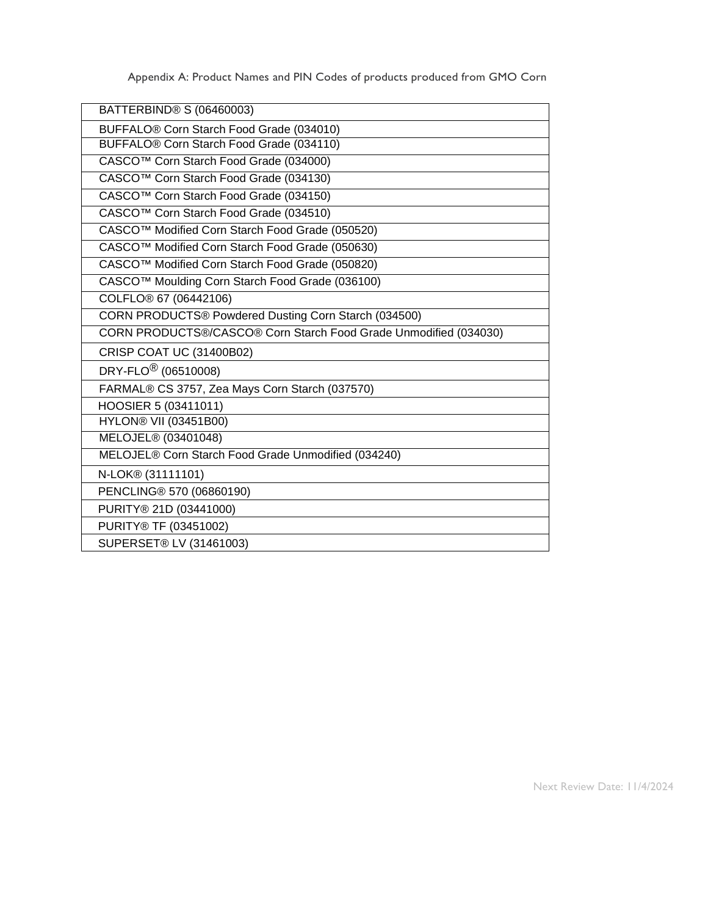Appendix A: Product Names and PIN Codes of products produced from GMO Corn

| |
|---|
| BATTERBIND® S (06460003) |
| BUFFALO® Corn Starch Food Grade (034010) |
| BUFFALO® Corn Starch Food Grade (034110) |
| CASCO™ Corn Starch Food Grade (034000) |
| CASCO™ Corn Starch Food Grade (034130) |
| CASCO™ Corn Starch Food Grade (034150) |
| CASCO™ Corn Starch Food Grade (034510) |
| CASCO™ Modified Corn Starch Food Grade (050520) |
| CASCO™ Modified Corn Starch Food Grade (050630) |
| CASCO™ Modified Corn Starch Food Grade (050820) |
| CASCO™ Moulding Corn Starch Food Grade (036100) |
| COLFLO® 67 (06442106) |
| CORN PRODUCTS® Powdered Dusting Corn Starch (034500) |
| CORN PRODUCTS®/CASCO® Corn Starch Food Grade Unmodified (034030) |
| CRISP COAT UC (31400B02) |
| DRY-FLO® (06510008) |
| FARMAL® CS 3757, Zea Mays Corn Starch (037570) |
| HOOSIER 5 (03411011) |
| HYLON® VII (03451B00) |
| MELOJEL® (03401048) |
| MELOJEL® Corn Starch Food Grade Unmodified (034240) |
| N-LOK® (31111101) |
| PENCLING® 570 (06860190) |
| PURITY® 21D (03441000) |
| PURITY® TF (03451002) |
| SUPERSET® LV (31461003) |

Next Review Date: 11/4/2024